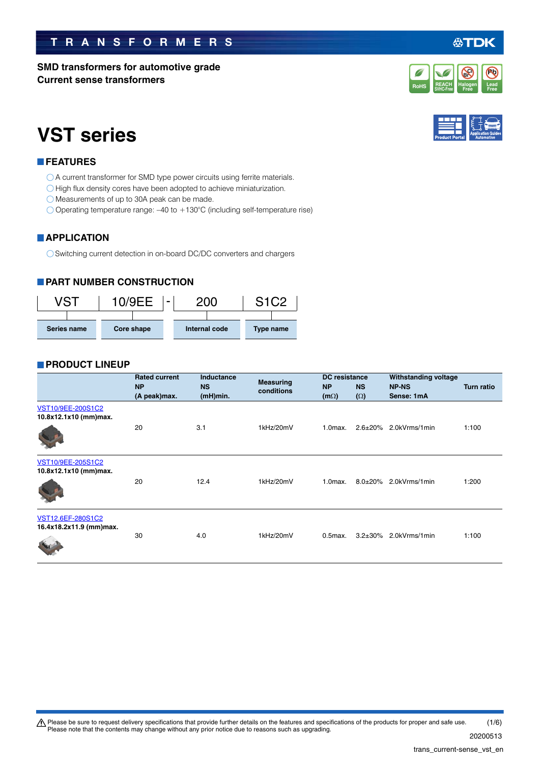TRANSFORMERS

**SMD transformers for automotive grade**
**Current sense transformers**

# VST series

## FEATURES

- ◯A current transformer for SMD type power circuits using ferrite materials.
- ◯High flux density cores have been adopted to achieve miniaturization.
- ◯Measurements of up to 30A peak can be made.
- ◯Operating temperature range: –40 to +130°C (including self-temperature rise)

## APPLICATION

- ◯Switching current detection in on-board DC/DC converters and chargers

## PART NUMBER CONSTRUCTION

| VST | 10/9EE | - | 200 | S1C2 |
|---|---|---|---|---|
| Series name | Core shape | | Internal code | Type name |

## PRODUCT LINEUP

| | Rated current NP (A peak)max. | Inductance NS (mH)min. | Measuring conditions | DC resistance NP (mΩ) | DC resistance NS (Ω) | Withstanding voltage NP-NS Sense: 1mA | Turn ratio |
|---|---|---|---|---|---|---|---|
| VST10/9EE-200S1C2 10.8x12.1x10 (mm)max. | 20 | 3.1 | 1kHz/20mV | 1.0max. | 2.6±20% | 2.0kVrms/1min | 1:100 |
| VST10/9EE-205S1C2 10.8x12.1x10 (mm)max. | 20 | 12.4 | 1kHz/20mV | 1.0max. | 8.0±20% | 2.0kVrms/1min | 1:200 |
| VST12.6EF-280S1C2 16.4x18.2x11.9 (mm)max. | 30 | 4.0 | 1kHz/20mV | 0.5max. | 3.2±30% | 2.0kVrms/1min | 1:100 |

⚠ Please be sure to request delivery specifications that provide further details on the features and specifications of the products for proper and safe use. Please note that the contents may change without any prior notice due to reasons such as upgrading.

20200513

trans_current-sense_vst_en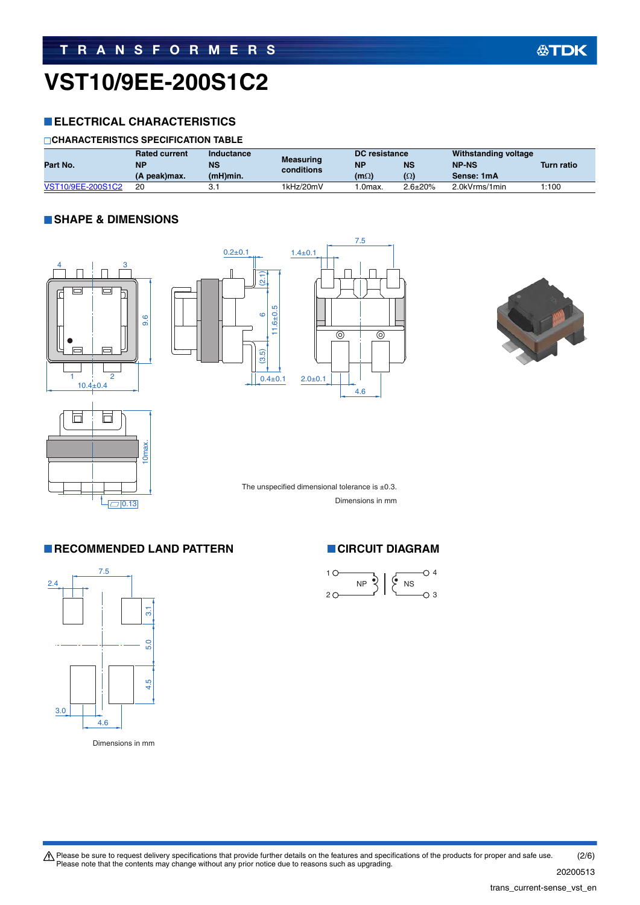# VST10/9EE-200S1C2

## ELECTRICAL CHARACTERISTICS

### CHARACTERISTICS SPECIFICATION TABLE

| Part No. | Rated current NP (A peak)max. | Inductance NS (mH)min. | Measuring conditions | DC resistance NP (mΩ) | DC resistance NS (Ω) | Withstanding voltage NP-NS Sense: 1mA | Turn ratio |
|---|---|---|---|---|---|---|---|
| VST10/9EE-200S1C2 | 20 | 3.1 | 1kHz/20mV | 1.0max. | 2.6±20% | 2.0kVrms/1min | 1:100 |

## SHAPE & DIMENSIONS

The unspecified dimensional tolerance is ±0.3.

Dimensions in mm

## RECOMMENDED LAND PATTERN

Dimensions in mm

## CIRCUIT DIAGRAM

Please be sure to request delivery specifications that provide further details on the features and specifications of the products for proper and safe use. Please note that the contents may change without any prior notice due to reasons such as upgrading.

20200513

trans_current-sense_vst_en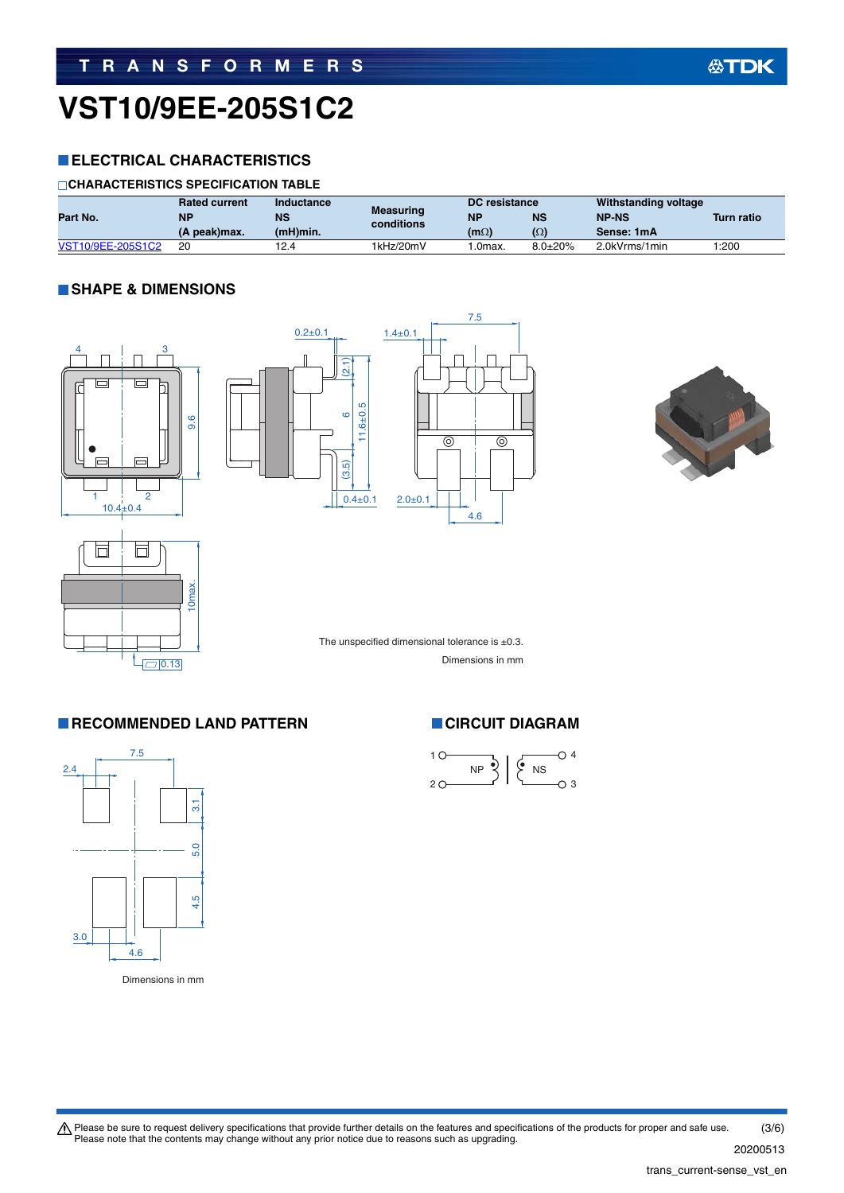# VST10/9EE-205S1C2

## ELECTRICAL CHARACTERISTICS

### CHARACTERISTICS SPECIFICATION TABLE

| Part No. | Rated current NP (A peak)max. | Inductance NS (mH)min. | Measuring conditions | DC resistance NP (mΩ) | DC resistance NS (Ω) | Withstanding voltage NP-NS Sense: 1mA | Turn ratio |
|---|---|---|---|---|---|---|---|
| VST10/9EE-205S1C2 | 20 | 12.4 | 1kHz/20mV | 1.0max. | 8.0±20% | 2.0kVrms/1min | 1:200 |

## SHAPE & DIMENSIONS

The unspecified dimensional tolerance is ±0.3.

Dimensions in mm

## RECOMMENDED LAND PATTERN

Dimensions in mm

## CIRCUIT DIAGRAM

⚠ Please be sure to request delivery specifications that provide further details on the features and specifications of the products for proper and safe use.
Please note that the contents may change without any prior notice due to reasons such as upgrading.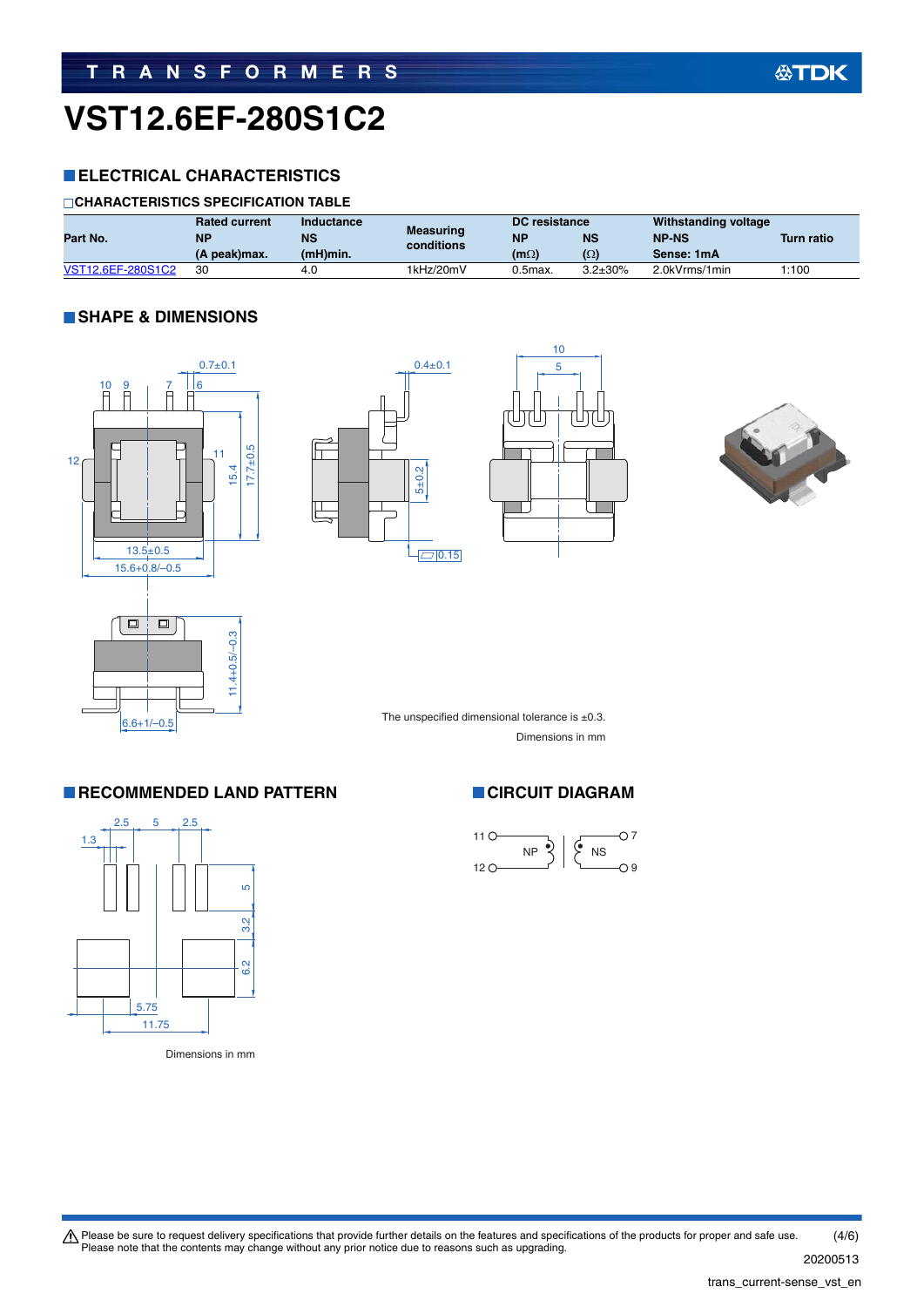# VST12.6EF-280S1C2

## ELECTRICAL CHARACTERISTICS

### CHARACTERISTICS SPECIFICATION TABLE

| Part No. | Rated current NP (A peak)max. | Inductance NS (mH)min. | Measuring conditions | DC resistance NP (mΩ) | DC resistance NS (Ω) | Withstanding voltage NP-NS Sense: 1mA | Turn ratio |
|---|---|---|---|---|---|---|---|
| VST12.6EF-280S1C2 | 30 | 4.0 | 1kHz/20mV | 0.5max. | 3.2±30% | 2.0kVrms/1min | 1:100 |

## SHAPE & DIMENSIONS

The unspecified dimensional tolerance is ±0.3.

Dimensions in mm

## RECOMMENDED LAND PATTERN

Dimensions in mm

## CIRCUIT DIAGRAM

Please be sure to request delivery specifications that provide further details on the features and specifications of the products for proper and safe use.
Please note that the contents may change without any prior notice due to reasons such as upgrading.

20200513

trans_current-sense_vst_en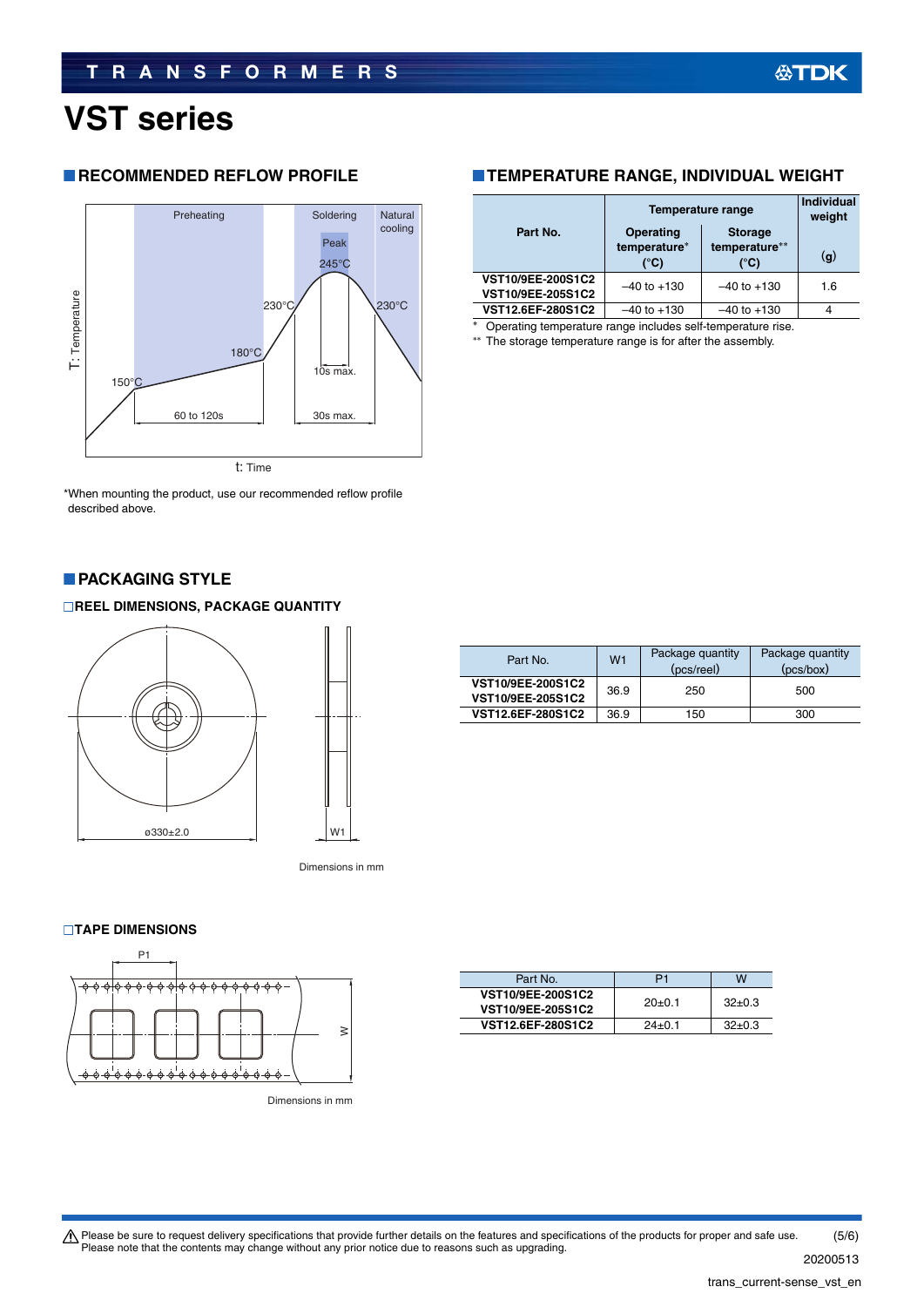# VST series

## RECOMMENDED REFLOW PROFILE

*When mounting the product, use our recommended reflow profile described above.

## TEMPERATURE RANGE, INDIVIDUAL WEIGHT

| Part No. | Temperature range | | Individual weight |
|---|---|---|---|
| | Operating temperature* (°C) | Storage temperature** (°C) | (g) |
| VST10/9EE-200S1C2<br>VST10/9EE-205S1C2 | –40 to +130 | –40 to +130 | 1.6 |
| VST12.6EF-280S1C2 | –40 to +130 | –40 to +130 | 4 |

* Operating temperature range includes self-temperature rise.

** The storage temperature range is for after the assembly.

## PACKAGING STYLE

### REEL DIMENSIONS, PACKAGE QUANTITY

Dimensions in mm

| Part No. | W1 | Package quantity (pcs/reel) | Package quantity (pcs/box) |
|---|---|---|---|
| VST10/9EE-200S1C2<br>VST10/9EE-205S1C2 | 36.9 | 250 | 500 |
| VST12.6EF-280S1C2 | 36.9 | 150 | 300 |

### TAPE DIMENSIONS

Dimensions in mm

| Part No. | P1 | W |
|---|---|---|
| VST10/9EE-200S1C2<br>VST10/9EE-205S1C2 | 20±0.1 | 32±0.3 |
| VST12.6EF-280S1C2 | 24±0.1 | 32±0.3 |

⚠ Please be sure to request delivery specifications that provide further details on the features and specifications of the products for proper and safe use.
Please note that the contents may change without any prior notice due to reasons such as upgrading.

20200513

trans_current-sense_vst_en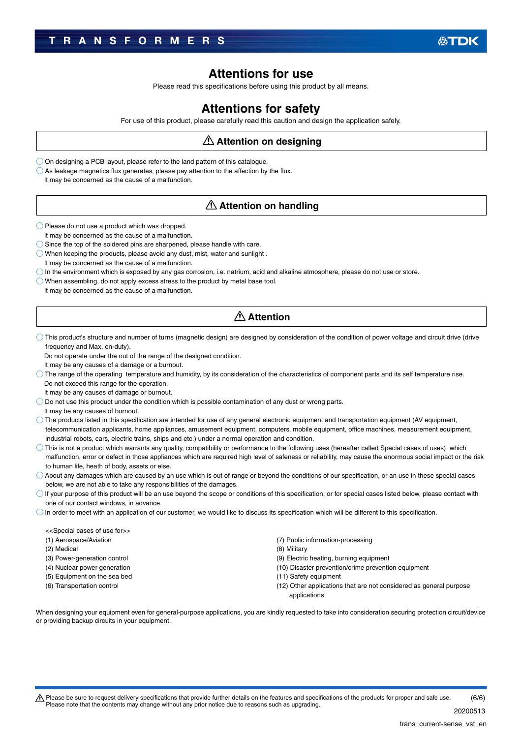# Attentions for use

Please read this specifications before using this product by all means.

# Attentions for safety

For use of this product, please carefully read this caution and design the application safely.

## ⚠ Attention on designing

- On designing a PCB layout, please refer to the land pattern of this catalogue.
- As leakage magnetics flux generates, please pay attention to the affection by the flux.
  It may be concerned as the cause of a malfunction.

## ⚠ Attention on handling

- Please do not use a product which was dropped.
  It may be concerned as the cause of a malfunction.
- Since the top of the soldered pins are sharpened, please handle with care.
- When keeping the products, please avoid any dust, mist, water and sunlight .
  It may be concerned as the cause of a malfunction.
- In the environment which is exposed by any gas corrosion, i.e. natrium, acid and alkaline atmosphere, please do not use or store.
- When assembling, do not apply excess stress to the product by metal base tool.
  It may be concerned as the cause of a malfunction.

## ⚠ Attention

- This product's structure and number of turns (magnetic design) are designed by consideration of the condition of power voltage and circuit drive (drive frequency and Max. on-duty).
  Do not operate under the out of the range of the designed condition.
  It may be any causes of a damage or a burnout.
- The range of the operating temperature and humidity, by its consideration of the characteristics of component parts and its self temperature rise.
  Do not exceed this range for the operation.
  It may be any causes of damage or burnout.
- Do not use this product under the condition which is possible contamination of any dust or wrong parts.
  It may be any causes of burnout.
- The products listed in this specification are intended for use of any general electronic equipment and transportation equipment (AV equipment, telecommunication applicants, home appliances, amusement equipment, computers, mobile equipment, office machines, measurement equipment, industrial robots, cars, electric trains, ships and etc.) under a normal operation and condition.
- This is not a product which warrants any quality, compatibility or performance to the following uses (hereafter called Special cases of uses) which malfunction, error or defect in those appliances which are required high level of safeness or reliability, may cause the enormous social impact or the risk to human life, heath of body, assets or else.
- About any damages which are caused by an use which is out of range or beyond the conditions of our specification, or an use in these special cases below, we are not able to take any responsibilities of the damages.
- If your purpose of this product will be an use beyond the scope or conditions of this specification, or for special cases listed below, please contact with one of our contact windows, in advance.
- In order to meet with an application of our customer, we would like to discuss its specification which will be different to this specification.

<<Special cases of use for>>

(1) Aerospace/Aviation
(2) Medical
(3) Power-generation control
(4) Nuclear power generation
(5) Equipment on the sea bed
(6) Transportation control
(7) Public information-processing
(8) Military
(9) Electric heating, burning equipment
(10) Disaster prevention/crime prevention equipment
(11) Safety equipment
(12) Other applications that are not considered as general purpose applications

When designing your equipment even for general-purpose applications, you are kindly requested to take into consideration securing protection circuit/device or providing backup circuits in your equipment.

⚠ Please be sure to request delivery specifications that provide further details on the features and specifications of the products for proper and safe use.
Please note that the contents may change without any prior notice due to reasons such as upgrading.

20200513

trans_current-sense_vst_en